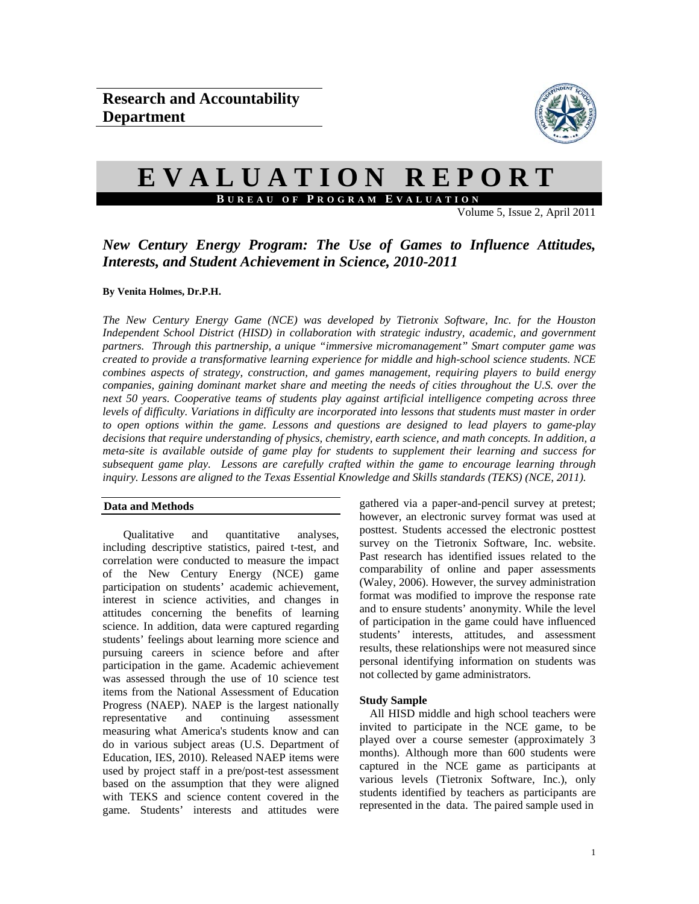**Research and Accountability Department**

# EVALUATION REPORT

**BUREAU OF PROGRAM EVALUATION**

Volume 5, Issue 2, April 2011

## *New Century Energy Program: The Use of Games to Influence Attitudes, Interests, and Student Achievement in Science, 2010-2011*

**By Venita Holmes, Dr.P.H.**

*The New Century Energy Game (NCE) was developed by Tietronix Software, Inc. for the Houston Independent School District (HISD) in collaboration with strategic industry, academic, and government partners. Through this partnership, a unique "immersive micromanagement" Smart computer game was created to provide a transformative learning experience for middle and high-school science students. NCE combines aspects of strategy, construction, and games management, requiring players to build energy companies, gaining dominant market share and meeting the needs of cities throughout the U.S. over the next 50 years. Cooperative teams of students play against artificial intelligence competing across three levels of difficulty. Variations in difficulty are incorporated into lessons that students must master in order to open options within the game. Lessons and questions are designed to lead players to game-play decisions that require understanding of physics, chemistry, earth science, and math concepts. In addition, a meta-site is available outside of game play for students to supplement their learning and success for subsequent game play. Lessons are carefully crafted within the game to encourage learning through inquiry. Lessons are aligned to the Texas Essential Knowledge and Skills standards (TEKS) (NCE, 2011).*

### Data and Methods

Qualitative and quantitative analyses, including descriptive statistics, paired t-test, and correlation were conducted to measure the impact of the New Century Energy (NCE) game participation on students' academic achievement, interest in science activities, and changes in attitudes concerning the benefits of learning science. In addition, data were captured regarding students' feelings about learning more science and pursuing careers in science before and after participation in the game. Academic achievement was assessed through the use of 10 science test items from the National Assessment of Education Progress (NAEP). NAEP is the largest nationally representative and continuing assessment measuring what America's students know and can do in various subject areas (U.S. Department of Education, IES, 2010). Released NAEP items were used by project staff in a pre/post-test assessment based on the assumption that they were aligned with TEKS and science content covered in the game. Students' interests and attitudes were gathered via a paper-and-pencil survey at pretest; however, an electronic survey format was used at posttest. Students accessed the electronic posttest survey on the Tietronix Software, Inc. website. Past research has identified issues related to the comparability of online and paper assessments (Waley, 2006). However, the survey administration format was modified to improve the response rate and to ensure students' anonymity. While the level of participation in the game could have influenced students' interests, attitudes, and assessment results, these relationships were not measured since personal identifying information on students was not collected by game administrators.

#### Study Sample

All HISD middle and high school teachers were invited to participate in the NCE game, to be played over a course semester (approximately 3 months). Although more than 600 students were captured in the NCE game as participants at various levels (Tietronix Software, Inc.), only students identified by teachers as participants are represented in the data. The paired sample used in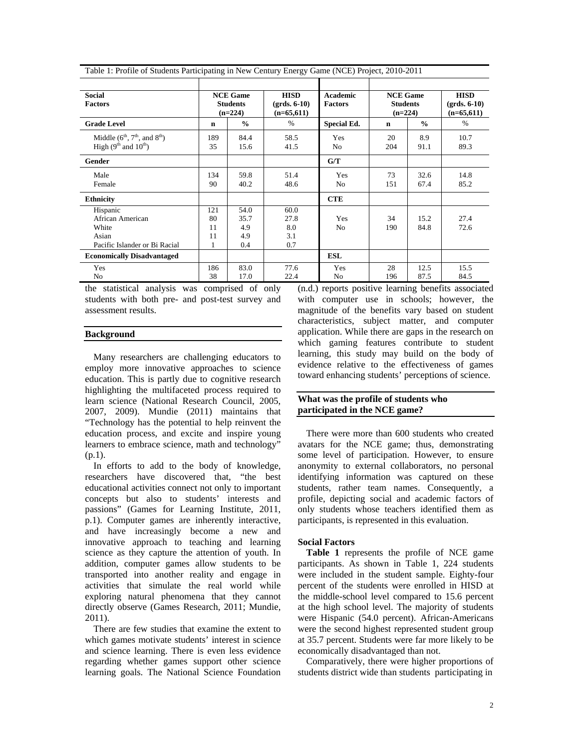Table 1: Profile of Students Participating in New Century Energy Game (NCE) Project, 2010-2011

| Social Factors | NCE Game Students (n=224) | | HISD (grds. 6-10) (n=65,611) | Academic Factors | NCE Game Students (n=224) | | HISD (grds. 6-10) (n=65,611) |
|---|---|---|---|---|---|---|---|
| **Grade Level** | **n** | **%** | % | **Special Ed.** | **n** | **%** | % |
| Middle (6th, 7th, and 8th) | 189 | 84.4 | 58.5 | Yes | 20 | 8.9 | 10.7 |
| High (9th and 10th) | 35 | 15.6 | 41.5 | No | 204 | 91.1 | 89.3 |
| **Gender** | | | | **G/T** | | | |
| Male | 134 | 59.8 | 51.4 | Yes | 73 | 32.6 | 14.8 |
| Female | 90 | 40.2 | 48.6 | No | 151 | 67.4 | 85.2 |
| **Ethnicity** | | | | **CTE** | | | |
| Hispanic | 121 | 54.0 | 60.0 | | | | |
| African American | 80 | 35.7 | 27.8 | Yes | 34 | 15.2 | 27.4 |
| White | 11 | 4.9 | 8.0 | No | 190 | 84.8 | 72.6 |
| Asian | 11 | 4.9 | 3.1 | | | | |
| Pacific Islander or Bi Racial | 1 | 0.4 | 0.7 | | | | |
| **Economically Disadvantaged** | | | | **ESL** | | | |
| Yes | 186 | 83.0 | 77.6 | Yes | 28 | 12.5 | 15.5 |
| No | 38 | 17.0 | 22.4 | No | 196 | 87.5 | 84.5 |

the statistical analysis was comprised of only students with both pre- and post-test survey and assessment results.

## Background

Many researchers are challenging educators to employ more innovative approaches to science education. This is partly due to cognitive research highlighting the multifaceted process required to learn science (National Research Council, 2005, 2007, 2009). Mundie (2011) maintains that "Technology has the potential to help reinvent the education process, and excite and inspire young learners to embrace science, math and technology" (p.1).

In efforts to add to the body of knowledge, researchers have discovered that, "the best educational activities connect not only to important concepts but also to students' interests and passions" (Games for Learning Institute, 2011, p.1). Computer games are inherently interactive, and have increasingly become a new and innovative approach to teaching and learning science as they capture the attention of youth. In addition, computer games allow students to be transported into another reality and engage in activities that simulate the real world while exploring natural phenomena that they cannot directly observe (Games Research, 2011; Mundie, 2011).

There are few studies that examine the extent to which games motivate students' interest in science and science learning. There is even less evidence regarding whether games support other science learning goals. The National Science Foundation (n.d.) reports positive learning benefits associated with computer use in schools; however, the magnitude of the benefits vary based on student characteristics, subject matter, and computer application. While there are gaps in the research on which gaming features contribute to student learning, this study may build on the body of evidence relative to the effectiveness of games toward enhancing students' perceptions of science.

## What was the profile of students who participated in the NCE game?

There were more than 600 students who created avatars for the NCE game; thus, demonstrating some level of participation. However, to ensure anonymity to external collaborators, no personal identifying information was captured on these students, rather team names. Consequently, a profile, depicting social and academic factors of only students whose teachers identified them as participants, is represented in this evaluation.

### Social Factors

**Table 1** represents the profile of NCE game participants. As shown in Table 1, 224 students were included in the student sample. Eighty-four percent of the students were enrolled in HISD at the middle-school level compared to 15.6 percent at the high school level. The majority of students were Hispanic (54.0 percent). African-Americans were the second highest represented student group at 35.7 percent. Students were far more likely to be economically disadvantaged than not.

Comparatively, there were higher proportions of students district wide than students participating in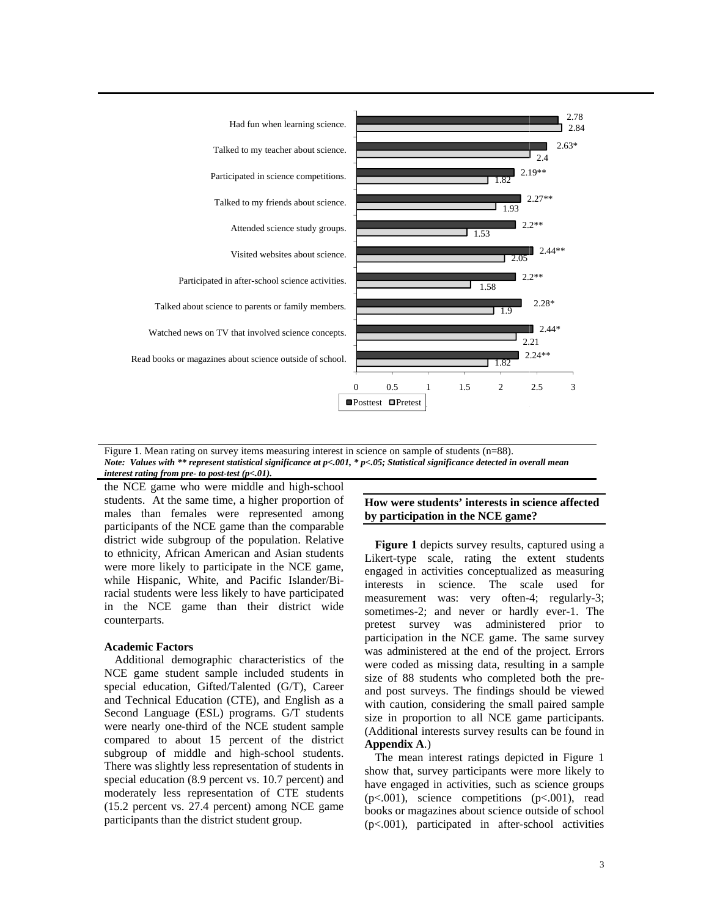| Survey item | Posttest | Pretest |
|---|---|---|
| Had fun when learning science. | 2.78 | 2.84 |
| Talked to my teacher about science. | 2.63* | 2.4 |
| Participated in science competitions. | 2.19** | 1.82 |
| Talked to my friends about science. | 2.27** | 1.93 |
| Attended science study groups. | 2.2** | 1.53 |
| Visited websites about science. | 2.44** | 2.05 |
| Participated in after-school science activities. | 2.2** | 1.58 |
| Talked about science to parents or family members. | 2.28* | 1.9 |
| Watched news on TV that involved science concepts. | 2.44* | 2.21 |
| Read books or magazines about science outside of school. | 2.24** | 1.82 |

Figure 1. Mean rating on survey items measuring interest in science on sample of students (n=88).
***Note: Values with ** represent statistical significance at p<.001, * p<.05; Statistical significance detected in overall mean interest rating from pre- to post-test (p<.01).***

the NCE game who were middle and high-school students. At the same time, a higher proportion of males than females were represented among participants of the NCE game than the comparable district wide subgroup of the population. Relative to ethnicity, African American and Asian students were more likely to participate in the NCE game, while Hispanic, White, and Pacific Islander/Bi-racial students were less likely to have participated in the NCE game than their district wide counterparts.

#### Academic Factors

Additional demographic characteristics of the NCE game student sample included students in special education, Gifted/Talented (G/T), Career and Technical Education (CTE), and English as a Second Language (ESL) programs. G/T students were nearly one-third of the NCE student sample compared to about 15 percent of the district subgroup of middle and high-school students. There was slightly less representation of students in special education (8.9 percent vs. 10.7 percent) and moderately less representation of CTE students (15.2 percent vs. 27.4 percent) among NCE game participants than the district student group.

### How were students' interests in science affected by participation in the NCE game?

**Figure 1** depicts survey results, captured using a Likert-type scale, rating the extent students engaged in activities conceptualized as measuring interests in science. The scale used for measurement was: very often-4; regularly-3; sometimes-2; and never or hardly ever-1. The pretest survey was administered prior to participation in the NCE game. The same survey was administered at the end of the project. Errors were coded as missing data, resulting in a sample size of 88 students who completed both the pre- and post surveys. The findings should be viewed with caution, considering the small paired sample size in proportion to all NCE game participants. (Additional interests survey results can be found in **Appendix A**.)

The mean interest ratings depicted in Figure 1 show that, survey participants were more likely to have engaged in activities, such as science groups ($p<.001$), science competitions ($p<.001$), read books or magazines about science outside of school ($p<.001$), participated in after-school activities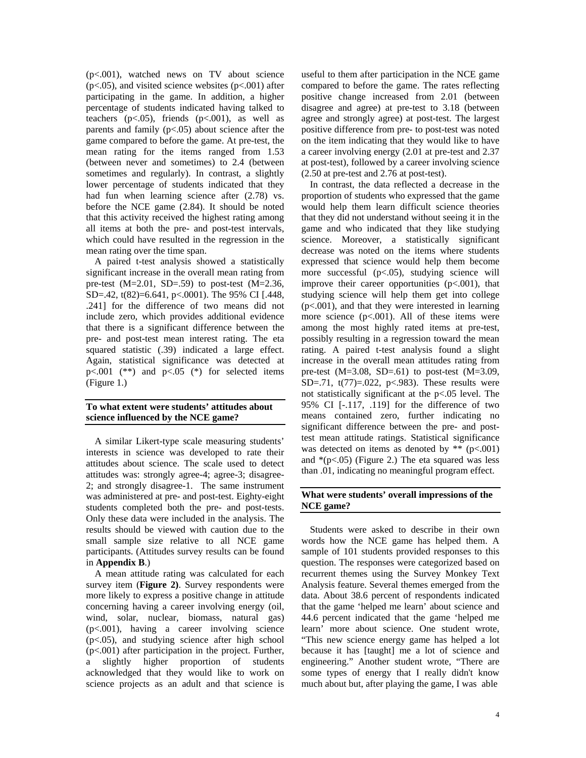($p<.001$), watched news on TV about science ($p<.05$), and visited science websites ($p<.001$) after participating in the game. In addition, a higher percentage of students indicated having talked to teachers ($p<.05$), friends ($p<.001$), as well as parents and family ($p<.05$) about science after the game compared to before the game. At pre-test, the mean rating for the items ranged from 1.53 (between never and sometimes) to 2.4 (between sometimes and regularly). In contrast, a slightly lower percentage of students indicated that they had fun when learning science after (2.78) vs. before the NCE game (2.84). It should be noted that this activity received the highest rating among all items at both the pre- and post-test intervals, which could have resulted in the regression in the mean rating over the time span.

A paired t-test analysis showed a statistically significant increase in the overall mean rating from pre-test ($M=2.01$, $SD=.59$) to post-test ($M=2.36$, $SD=.42$, $t(82)=6.641$, $p<.0001$). The 95% CI [.448, .241] for the difference of two means did not include zero, which provides additional evidence that there is a significant difference between the pre- and post-test mean interest rating. The eta squared statistic (.39) indicated a large effect. Again, statistical significance was detected at $p<.001$ (**) and $p<.05$ (*) for selected items (Figure 1.)

### To what extent were students' attitudes about science influenced by the NCE game?

A similar Likert-type scale measuring students' interests in science was developed to rate their attitudes about science. The scale used to detect attitudes was: strongly agree-4; agree-3; disagree-2; and strongly disagree-1. The same instrument was administered at pre- and post-test. Eighty-eight students completed both the pre- and post-tests. Only these data were included in the analysis. The results should be viewed with caution due to the small sample size relative to all NCE game participants. (Attitudes survey results can be found in **Appendix B**.)

A mean attitude rating was calculated for each survey item (**Figure 2)**. Survey respondents were more likely to express a positive change in attitude concerning having a career involving energy (oil, wind, solar, nuclear, biomass, natural gas) ($p<.001$), having a career involving science ($p<.05$), and studying science after high school ($p<.001$) after participation in the project. Further, a slightly higher proportion of students acknowledged that they would like to work on science projects as an adult and that science is useful to them after participation in the NCE game compared to before the game. The rates reflecting positive change increased from 2.01 (between disagree and agree) at pre-test to 3.18 (between agree and strongly agree) at post-test. The largest positive difference from pre- to post-test was noted on the item indicating that they would like to have a career involving energy (2.01 at pre-test and 2.37 at post-test), followed by a career involving science (2.50 at pre-test and 2.76 at post-test).

In contrast, the data reflected a decrease in the proportion of students who expressed that the game would help them learn difficult science theories that they did not understand without seeing it in the game and who indicated that they like studying science. Moreover, a statistically significant decrease was noted on the items where students expressed that science would help them become more successful ($p<.05$), studying science will improve their career opportunities ($p<.001$), that studying science will help them get into college ($p<.001$), and that they were interested in learning more science ($p<.001$). All of these items were among the most highly rated items at pre-test, possibly resulting in a regression toward the mean rating. A paired t-test analysis found a slight increase in the overall mean attitudes rating from pre-test ($M=3.08$, $SD=.61$) to post-test ($M=3.09$, $SD=.71$, $t(77)=.022$, $p<.983$). These results were not statistically significant at the $p<.05$ level. The 95% CI [-.117, .119] for the difference of two means contained zero, further indicating no significant difference between the pre- and post-test mean attitude ratings. Statistical significance was detected on items as denoted by ** ($p<.001$) and *($p<.05$) (Figure 2.) The eta squared was less than .01, indicating no meaningful program effect.

### What were students' overall impressions of the NCE game?

Students were asked to describe in their own words how the NCE game has helped them. A sample of 101 students provided responses to this question. The responses were categorized based on recurrent themes using the Survey Monkey Text Analysis feature. Several themes emerged from the data. About 38.6 percent of respondents indicated that the game 'helped me learn' about science and 44.6 percent indicated that the game 'helped me learn' more about science. One student wrote, "This new science energy game has helped a lot because it has [taught] me a lot of science and engineering." Another student wrote, "There are some types of energy that I really didn't know much about but, after playing the game, I was able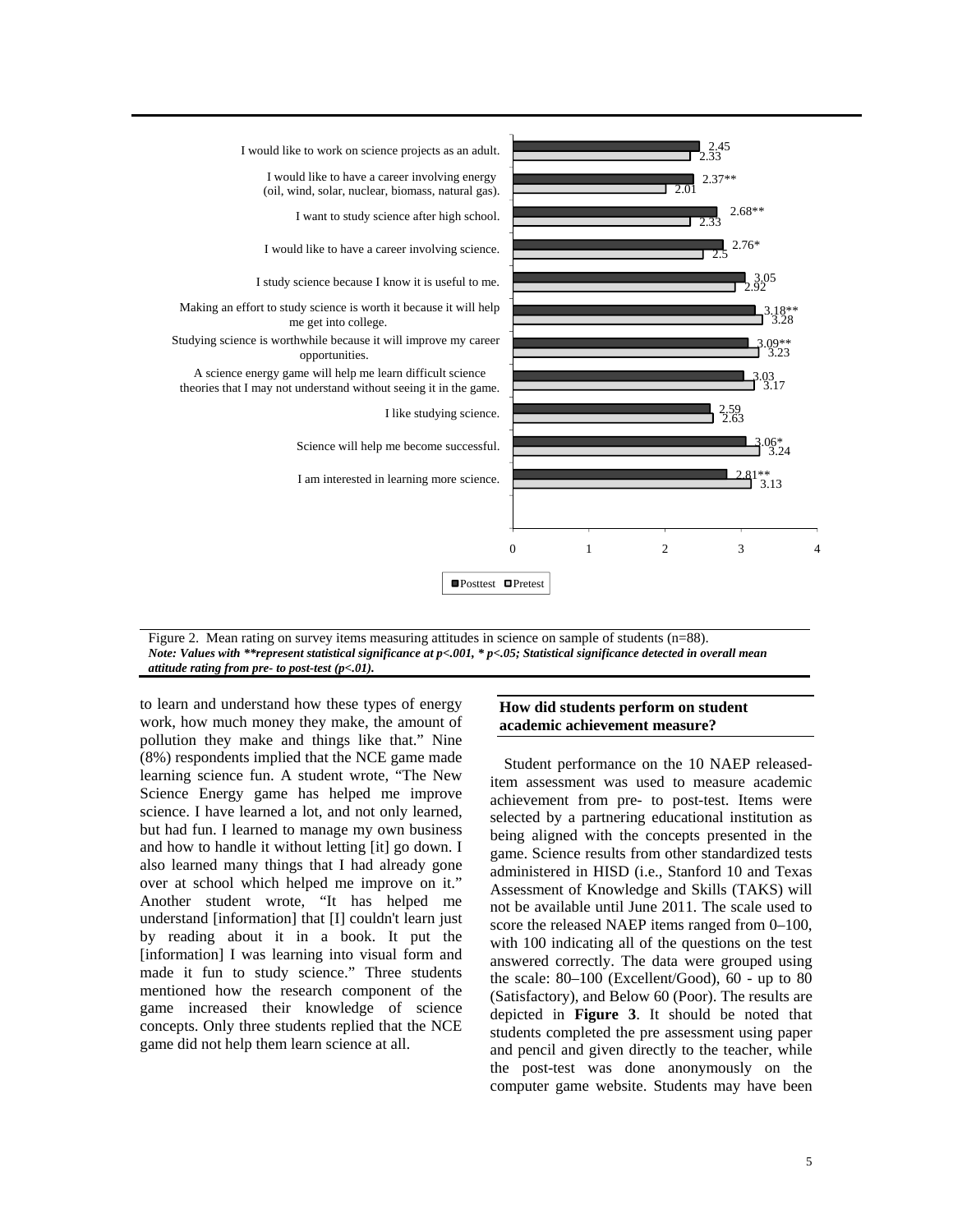| Item | Posttest | Pretest |
|---|---|---|
| I would like to work on science projects as an adult. | 2.45 | 2.33 |
| I would like to have a career involving energy (oil, wind, solar, nuclear, biomass, natural gas). | 2.37** | 2.01 |
| I want to study science after high school. | 2.68** | 2.33 |
| I would like to have a career involving science. | 2.76* | 2.5 |
| I study science because I know it is useful to me. | 3.05 | 2.92 |
| Making an effort to study science is worth it because it will help me get into college. | 3.18** | 3.28 |
| Studying science is worthwhile because it will improve my career opportunities. | 3.09** | 3.23 |
| A science energy game will help me learn difficult science theories that I may not understand without seeing it in the game. | 3.03 | 3.17 |
| I like studying science. | 2.59 | 2.63 |
| Science will help me become successful. | 3.06* | 3.24 |
| I am interested in learning more science. | 2.81** | 3.13 |

Figure 2. Mean rating on survey items measuring attitudes in science on sample of students (n=88).
***Note: Values with **represent statistical significance at p<.001, * p<.05; Statistical significance detected in overall mean attitude rating from pre- to post-test (p<.01).***

to learn and understand how these types of energy work, how much money they make, the amount of pollution they make and things like that." Nine (8%) respondents implied that the NCE game made learning science fun. A student wrote, "The New Science Energy game has helped me improve science. I have learned a lot, and not only learned, but had fun. I learned to manage my own business and how to handle it without letting [it] go down. I also learned many things that I had already gone over at school which helped me improve on it." Another student wrote, "It has helped me understand [information] that [I] couldn't learn just by reading about it in a book. It put the [information] I was learning into visual form and made it fun to study science." Three students mentioned how the research component of the game increased their knowledge of science concepts. Only three students replied that the NCE game did not help them learn science at all.

### How did students perform on student academic achievement measure?

Student performance on the 10 NAEP released-item assessment was used to measure academic achievement from pre- to post-test. Items were selected by a partnering educational institution as being aligned with the concepts presented in the game. Science results from other standardized tests administered in HISD (i.e., Stanford 10 and Texas Assessment of Knowledge and Skills (TAKS) will not be available until June 2011. The scale used to score the released NAEP items ranged from 0–100, with 100 indicating all of the questions on the test answered correctly. The data were grouped using the scale: 80–100 (Excellent/Good), 60 - up to 80 (Satisfactory), and Below 60 (Poor). The results are depicted in **Figure 3**. It should be noted that students completed the pre assessment using paper and pencil and given directly to the teacher, while the post-test was done anonymously on the computer game website. Students may have been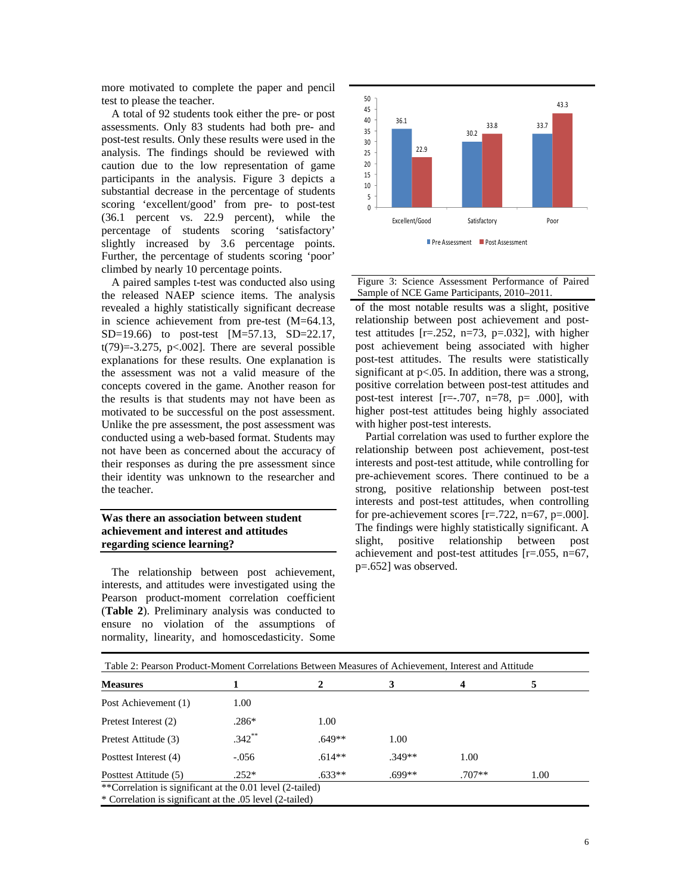more motivated to complete the paper and pencil test to please the teacher.

A total of 92 students took either the pre- or post assessments. Only 83 students had both pre- and post-test results. Only these results were used in the analysis. The findings should be reviewed with caution due to the low representation of game participants in the analysis. Figure 3 depicts a substantial decrease in the percentage of students scoring 'excellent/good' from pre- to post-test (36.1 percent vs. 22.9 percent), while the percentage of students scoring 'satisfactory' slightly increased by 3.6 percentage points. Further, the percentage of students scoring 'poor' climbed by nearly 10 percentage points.

A paired samples t-test was conducted also using the released NAEP science items. The analysis revealed a highly statistically significant decrease in science achievement from pre-test (M=64.13, SD=19.66) to post-test [M=57.13, SD=22.17, t(79)=-3.275, p<.002]. There are several possible explanations for these results. One explanation is the assessment was not a valid measure of the concepts covered in the game. Another reason for the results is that students may not have been as motivated to be successful on the post assessment. Unlike the pre assessment, the post assessment was conducted using a web-based format. Students may not have been as concerned about the accuracy of their responses as during the pre assessment since their identity was unknown to the researcher and the teacher.

| | Excellent/Good | Satisfactory | Poor |
|---|---|---|---|
| Pre Assessment | 36.1 | 30.2 | 33.7 |
| Post Assessment | 22.9 | 33.8 | 43.3 |

Figure 3: Science Assessment Performance of Paired Sample of NCE Game Participants, 2010–2011.

### Was there an association between student achievement and interest and attitudes regarding science learning?

The relationship between post achievement, interests, and attitudes were investigated using the Pearson product-moment correlation coefficient (**Table 2**). Preliminary analysis was conducted to ensure no violation of the assumptions of normality, linearity, and homoscedasticity. Some of the most notable results was a slight, positive relationship between post achievement and post-test attitudes [r=.252, n=73, p=.032], with higher post achievement being associated with higher post-test attitudes. The results were statistically significant at p<.05. In addition, there was a strong, positive correlation between post-test attitudes and post-test interest [r=-.707, n=78, p= .000], with higher post-test attitudes being highly associated with higher post-test interests.

Partial correlation was used to further explore the relationship between post achievement, post-test interests and post-test attitude, while controlling for pre-achievement scores. There continued to be a strong, positive relationship between post-test interests and post-test attitudes, when controlling for pre-achievement scores [r=.722, n=67, p=.000]. The findings were highly statistically significant. A slight, positive relationship between post achievement and post-test attitudes [r=.055, n=67, p=.652] was observed.

Table 2: Pearson Product-Moment Correlations Between Measures of Achievement, Interest and Attitude

| Measures | 1 | 2 | 3 | 4 | 5 |
|---|---|---|---|---|---|
| Post Achievement (1) | 1.00 | | | | |
| Pretest Interest (2) | .286* | 1.00 | | | |
| Pretest Attitude (3) | .342** | .649** | 1.00 | | |
| Posttest Interest (4) | -.056 | .614** | .349** | 1.00 | |
| Posttest Attitude (5) | .252* | .633** | .699** | .707** | 1.00 |

**Correlation is significant at the 0.01 level (2-tailed)
* Correlation is significant at the .05 level (2-tailed)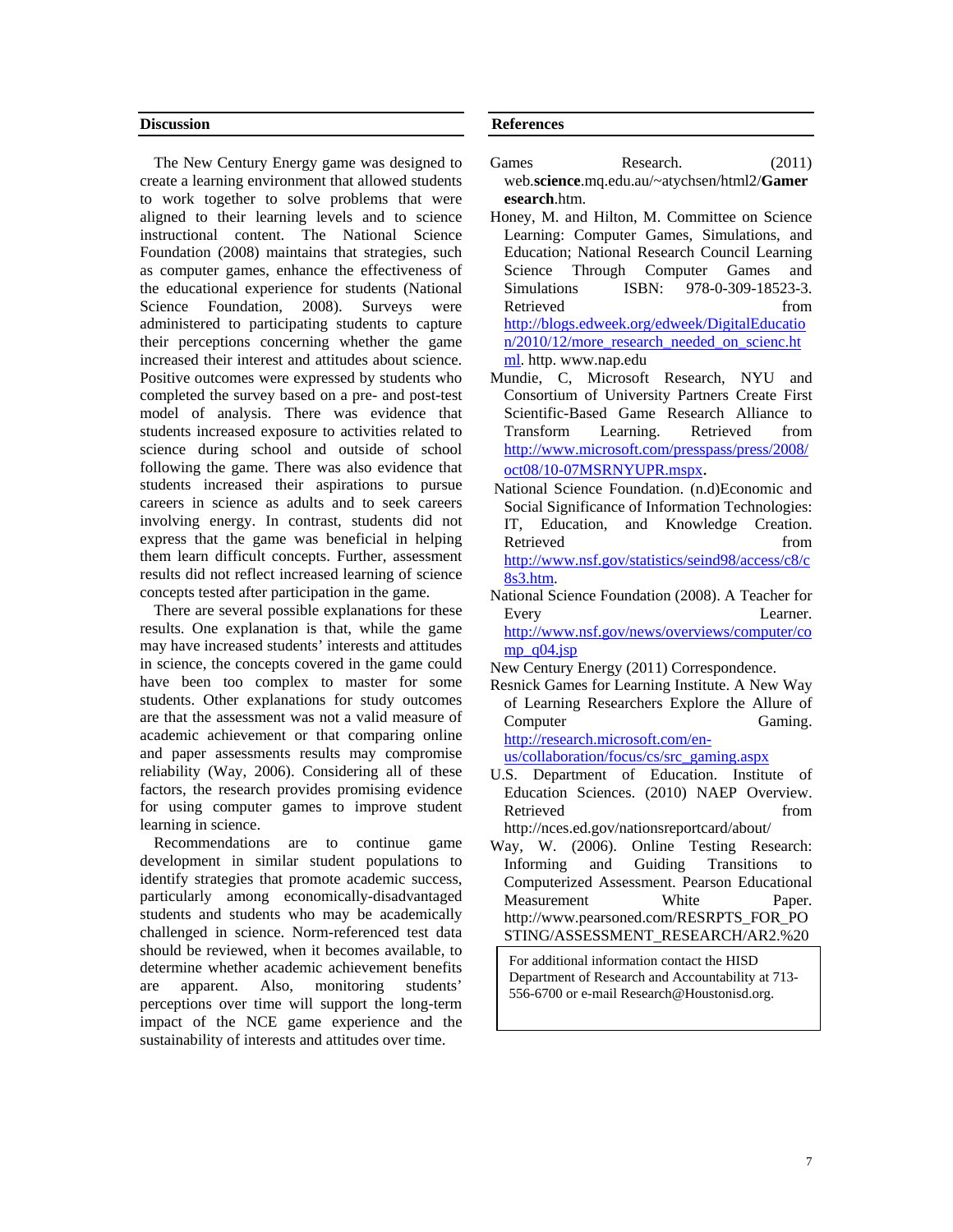## Discussion

The New Century Energy game was designed to create a learning environment that allowed students to work together to solve problems that were aligned to their learning levels and to science instructional content. The National Science Foundation (2008) maintains that strategies, such as computer games, enhance the effectiveness of the educational experience for students (National Science Foundation, 2008). Surveys were administered to participating students to capture their perceptions concerning whether the game increased their interest and attitudes about science. Positive outcomes were expressed by students who completed the survey based on a pre- and post-test model of analysis. There was evidence that students increased exposure to activities related to science during school and outside of school following the game. There was also evidence that students increased their aspirations to pursue careers in science as adults and to seek careers involving energy. In contrast, students did not express that the game was beneficial in helping them learn difficult concepts. Further, assessment results did not reflect increased learning of science concepts tested after participation in the game.

There are several possible explanations for these results. One explanation is that, while the game may have increased students' interests and attitudes in science, the concepts covered in the game could have been too complex to master for some students. Other explanations for study outcomes are that the assessment was not a valid measure of academic achievement or that comparing online and paper assessments results may compromise reliability (Way, 2006). Considering all of these factors, the research provides promising evidence for using computer games to improve student learning in science.

Recommendations are to continue game development in similar student populations to identify strategies that promote academic success, particularly among economically-disadvantaged students and students who may be academically challenged in science. Norm-referenced test data should be reviewed, when it becomes available, to determine whether academic achievement benefits are apparent. Also, monitoring students' perceptions over time will support the long-term impact of the NCE game experience and the sustainability of interests and attitudes over time.

## References

Games Research. (2011) web.**science**.mq.edu.au/~atychsen/html2/**Gamer esearch**.htm.

Honey, M. and Hilton, M. Committee on Science Learning: Computer Games, Simulations, and Education; National Research Council Learning Science Through Computer Games and Simulations ISBN: 978-0-309-18523-3. Retrieved from http://blogs.edweek.org/edweek/DigitalEducation/2010/12/more_research_needed_on_scienc.html. http. www.nap.edu

Mundie, C, Microsoft Research, NYU and Consortium of University Partners Create First Scientific-Based Game Research Alliance to Transform Learning. Retrieved from http://www.microsoft.com/presspass/press/2008/oct08/10-07MSRNYUPR.mspx.

National Science Foundation. (n.d)Economic and Social Significance of Information Technologies: IT, Education, and Knowledge Creation. Retrieved from http://www.nsf.gov/statistics/seind98/access/c8/c8s3.htm.

National Science Foundation (2008). A Teacher for Every Learner. http://www.nsf.gov/news/overviews/computer/comp_q04.jsp

New Century Energy (2011) Correspondence.

Resnick Games for Learning Institute. A New Way of Learning Researchers Explore the Allure of Computer Gaming. http://research.microsoft.com/en-us/collaboration/focus/cs/src_gaming.aspx

U.S. Department of Education. Institute of Education Sciences. (2010) NAEP Overview. Retrieved from http://nces.ed.gov/nationsreportcard/about/

Way, W. (2006). Online Testing Research: Informing and Guiding Transitions to Computerized Assessment. Pearson Educational Measurement White Paper. http://www.pearsoned.com/RESRPTS_FOR_POSTING/ASSESSMENT_RESEARCH/AR2.%20

For additional information contact the HISD Department of Research and Accountability at 713-556-6700 or e-mail Research@Houstonisd.org.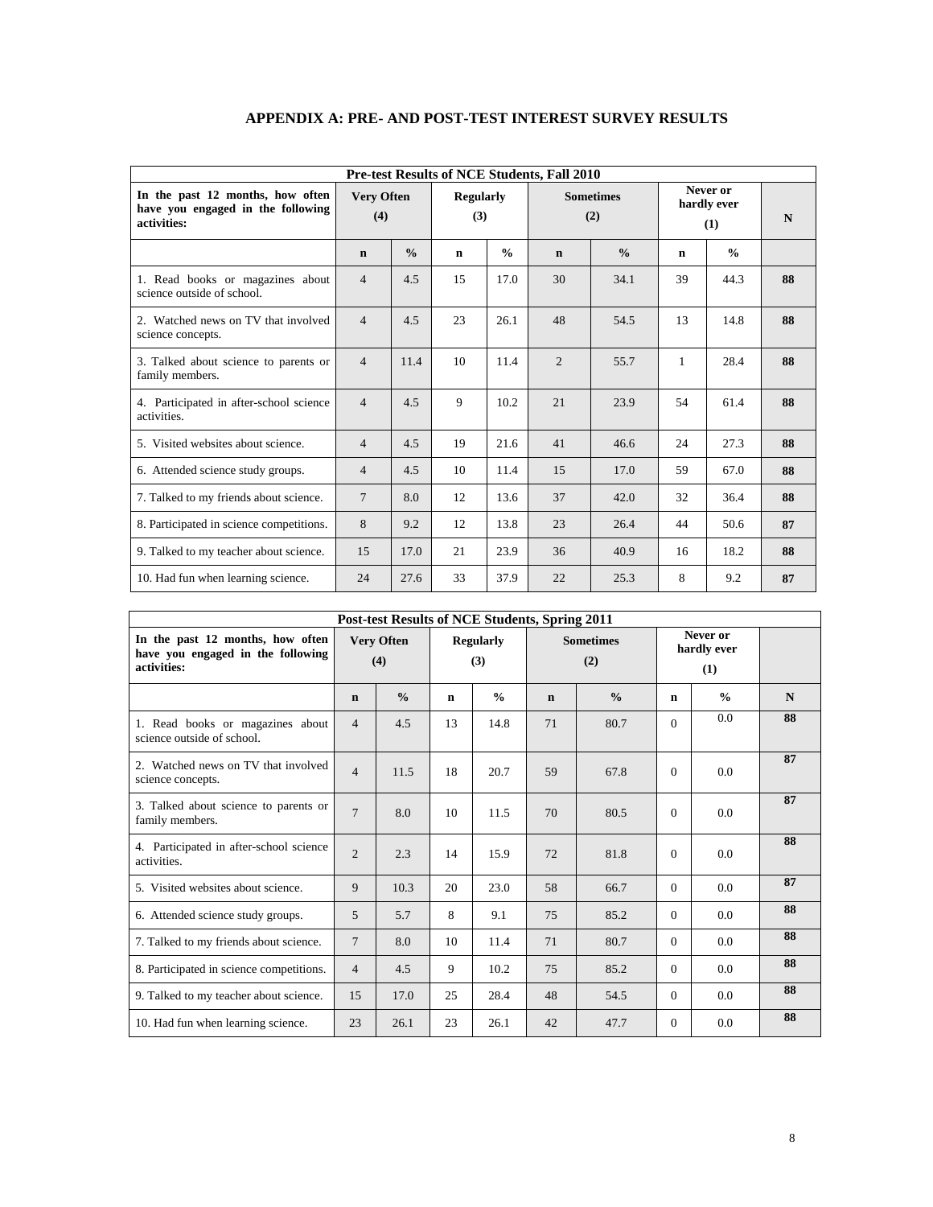# APPENDIX A: PRE- AND POST-TEST INTEREST SURVEY RESULTS

| Pre-test Results of NCE Students, Fall 2010 | | | | | | | | | |
|---|---|---|---|---|---|---|---|---|---|
| **In the past 12 months, how often have you engaged in the following activities:** | **Very Often (4)** | | **Regularly (3)** | | **Sometimes (2)** | | **Never or hardly ever (1)** | | **N** |
| | **n** | **%** | **n** | **%** | **n** | **%** | **n** | **%** | |
| 1. Read books or magazines about science outside of school. | 4 | 4.5 | 15 | 17.0 | 30 | 34.1 | 39 | 44.3 | **88** |
| 2. Watched news on TV that involved science concepts. | 4 | 4.5 | 23 | 26.1 | 48 | 54.5 | 13 | 14.8 | **88** |
| 3. Talked about science to parents or family members. | 4 | 11.4 | 10 | 11.4 | 2 | 55.7 | 1 | 28.4 | **88** |
| 4. Participated in after-school science activities. | 4 | 4.5 | 9 | 10.2 | 21 | 23.9 | 54 | 61.4 | **88** |
| 5. Visited websites about science. | 4 | 4.5 | 19 | 21.6 | 41 | 46.6 | 24 | 27.3 | **88** |
| 6. Attended science study groups. | 4 | 4.5 | 10 | 11.4 | 15 | 17.0 | 59 | 67.0 | **88** |
| 7. Talked to my friends about science. | 7 | 8.0 | 12 | 13.6 | 37 | 42.0 | 32 | 36.4 | **88** |
| 8. Participated in science competitions. | 8 | 9.2 | 12 | 13.8 | 23 | 26.4 | 44 | 50.6 | **87** |
| 9. Talked to my teacher about science. | 15 | 17.0 | 21 | 23.9 | 36 | 40.9 | 16 | 18.2 | **88** |
| 10. Had fun when learning science. | 24 | 27.6 | 33 | 37.9 | 22 | 25.3 | 8 | 9.2 | **87** |

| Post-test Results of NCE Students, Spring 2011 | | | | | | | | | |
|---|---|---|---|---|---|---|---|---|---|
| **In the past 12 months, how often have you engaged in the following activities:** | **Very Often (4)** | | **Regularly (3)** | | **Sometimes (2)** | | **Never or hardly ever (1)** | | |
| | **n** | **%** | **n** | **%** | **n** | **%** | **n** | **%** | **N** |
| 1. Read books or magazines about science outside of school. | 4 | 4.5 | 13 | 14.8 | 71 | 80.7 | 0 | 0.0 | **88** |
| 2. Watched news on TV that involved science concepts. | 4 | 11.5 | 18 | 20.7 | 59 | 67.8 | 0 | 0.0 | **87** |
| 3. Talked about science to parents or family members. | 7 | 8.0 | 10 | 11.5 | 70 | 80.5 | 0 | 0.0 | **87** |
| 4. Participated in after-school science activities. | 2 | 2.3 | 14 | 15.9 | 72 | 81.8 | 0 | 0.0 | **88** |
| 5. Visited websites about science. | 9 | 10.3 | 20 | 23.0 | 58 | 66.7 | 0 | 0.0 | **87** |
| 6. Attended science study groups. | 5 | 5.7 | 8 | 9.1 | 75 | 85.2 | 0 | 0.0 | **88** |
| 7. Talked to my friends about science. | 7 | 8.0 | 10 | 11.4 | 71 | 80.7 | 0 | 0.0 | **88** |
| 8. Participated in science competitions. | 4 | 4.5 | 9 | 10.2 | 75 | 85.2 | 0 | 0.0 | **88** |
| 9. Talked to my teacher about science. | 15 | 17.0 | 25 | 28.4 | 48 | 54.5 | 0 | 0.0 | **88** |
| 10. Had fun when learning science. | 23 | 26.1 | 23 | 26.1 | 42 | 47.7 | 0 | 0.0 | **88** |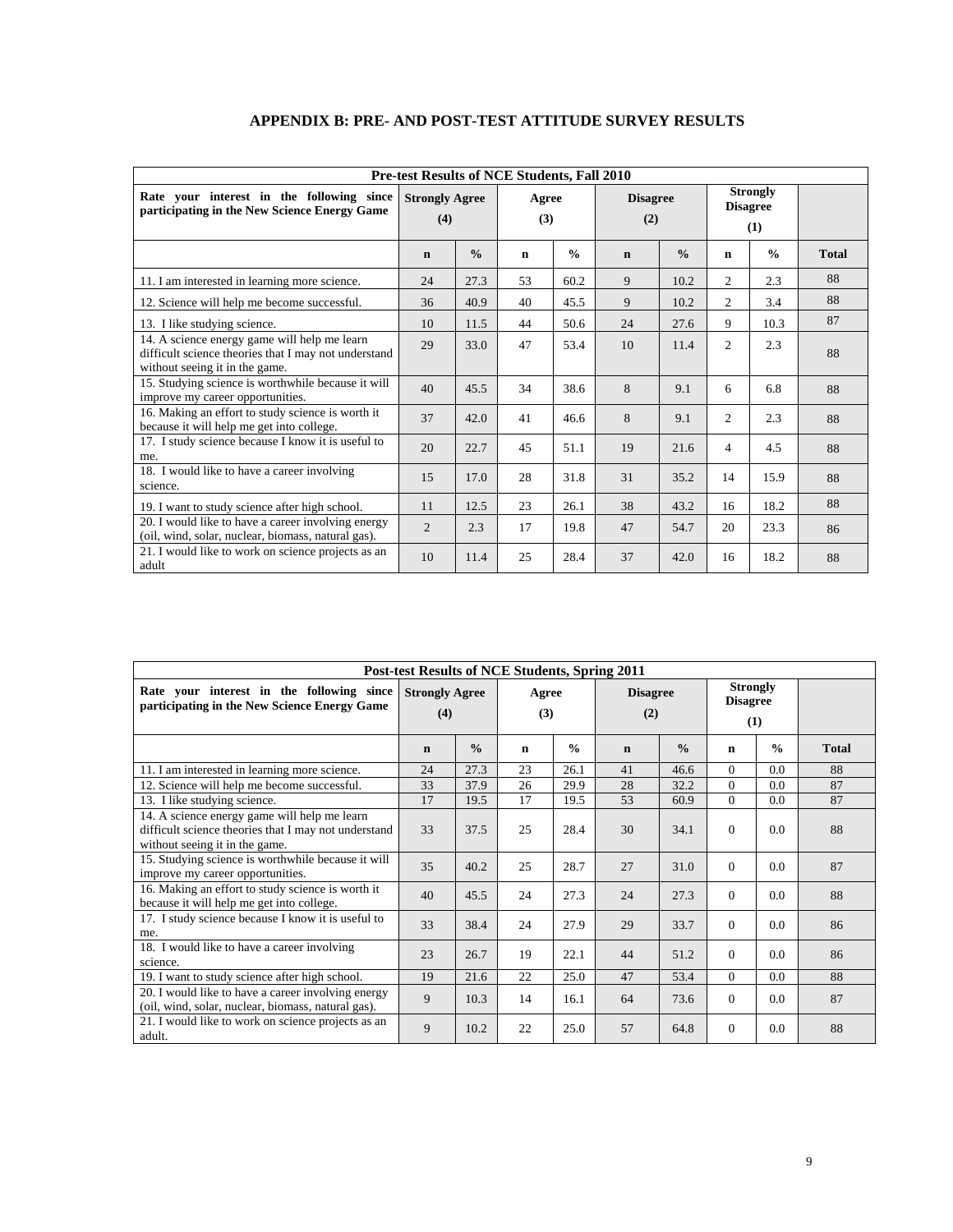# APPENDIX B: PRE- AND POST-TEST ATTITUDE SURVEY RESULTS

| Pre-test Results of NCE Students, Fall 2010 | | | | | | | | | |
|---|---|---|---|---|---|---|---|---|---|
| **Rate your interest in the following since participating in the New Science Energy Game** | **Strongly Agree (4)** | | **Agree (3)** | | **Disagree (2)** | | **Strongly Disagree (1)** | | |
| | **n** | **%** | **n** | **%** | **n** | **%** | **n** | **%** | **Total** |
| 11. I am interested in learning more science. | 24 | 27.3 | 53 | 60.2 | 9 | 10.2 | 2 | 2.3 | 88 |
| 12. Science will help me become successful. | 36 | 40.9 | 40 | 45.5 | 9 | 10.2 | 2 | 3.4 | 88 |
| 13. I like studying science. | 10 | 11.5 | 44 | 50.6 | 24 | 27.6 | 9 | 10.3 | 87 |
| 14. A science energy game will help me learn difficult science theories that I may not understand without seeing it in the game. | 29 | 33.0 | 47 | 53.4 | 10 | 11.4 | 2 | 2.3 | 88 |
| 15. Studying science is worthwhile because it will improve my career opportunities. | 40 | 45.5 | 34 | 38.6 | 8 | 9.1 | 6 | 6.8 | 88 |
| 16. Making an effort to study science is worth it because it will help me get into college. | 37 | 42.0 | 41 | 46.6 | 8 | 9.1 | 2 | 2.3 | 88 |
| 17. I study science because I know it is useful to me. | 20 | 22.7 | 45 | 51.1 | 19 | 21.6 | 4 | 4.5 | 88 |
| 18. I would like to have a career involving science. | 15 | 17.0 | 28 | 31.8 | 31 | 35.2 | 14 | 15.9 | 88 |
| 19. I want to study science after high school. | 11 | 12.5 | 23 | 26.1 | 38 | 43.2 | 16 | 18.2 | 88 |
| 20. I would like to have a career involving energy (oil, wind, solar, nuclear, biomass, natural gas). | 2 | 2.3 | 17 | 19.8 | 47 | 54.7 | 20 | 23.3 | 86 |
| 21. I would like to work on science projects as an adult | 10 | 11.4 | 25 | 28.4 | 37 | 42.0 | 16 | 18.2 | 88 |

| Post-test Results of NCE Students, Spring 2011 | | | | | | | | | |
|---|---|---|---|---|---|---|---|---|---|
| **Rate your interest in the following since participating in the New Science Energy Game** | **Strongly Agree (4)** | | **Agree (3)** | | **Disagree (2)** | | **Strongly Disagree (1)** | | |
| | **n** | **%** | **n** | **%** | **n** | **%** | **n** | **%** | **Total** |
| 11. I am interested in learning more science. | 24 | 27.3 | 23 | 26.1 | 41 | 46.6 | 0 | 0.0 | 88 |
| 12. Science will help me become successful. | 33 | 37.9 | 26 | 29.9 | 28 | 32.2 | 0 | 0.0 | 87 |
| 13. I like studying science. | 17 | 19.5 | 17 | 19.5 | 53 | 60.9 | 0 | 0.0 | 87 |
| 14. A science energy game will help me learn difficult science theories that I may not understand without seeing it in the game. | 33 | 37.5 | 25 | 28.4 | 30 | 34.1 | 0 | 0.0 | 88 |
| 15. Studying science is worthwhile because it will improve my career opportunities. | 35 | 40.2 | 25 | 28.7 | 27 | 31.0 | 0 | 0.0 | 87 |
| 16. Making an effort to study science is worth it because it will help me get into college. | 40 | 45.5 | 24 | 27.3 | 24 | 27.3 | 0 | 0.0 | 88 |
| 17. I study science because I know it is useful to me. | 33 | 38.4 | 24 | 27.9 | 29 | 33.7 | 0 | 0.0 | 86 |
| 18. I would like to have a career involving science. | 23 | 26.7 | 19 | 22.1 | 44 | 51.2 | 0 | 0.0 | 86 |
| 19. I want to study science after high school. | 19 | 21.6 | 22 | 25.0 | 47 | 53.4 | 0 | 0.0 | 88 |
| 20. I would like to have a career involving energy (oil, wind, solar, nuclear, biomass, natural gas). | 9 | 10.3 | 14 | 16.1 | 64 | 73.6 | 0 | 0.0 | 87 |
| 21. I would like to work on science projects as an adult. | 9 | 10.2 | 22 | 25.0 | 57 | 64.8 | 0 | 0.0 | 88 |